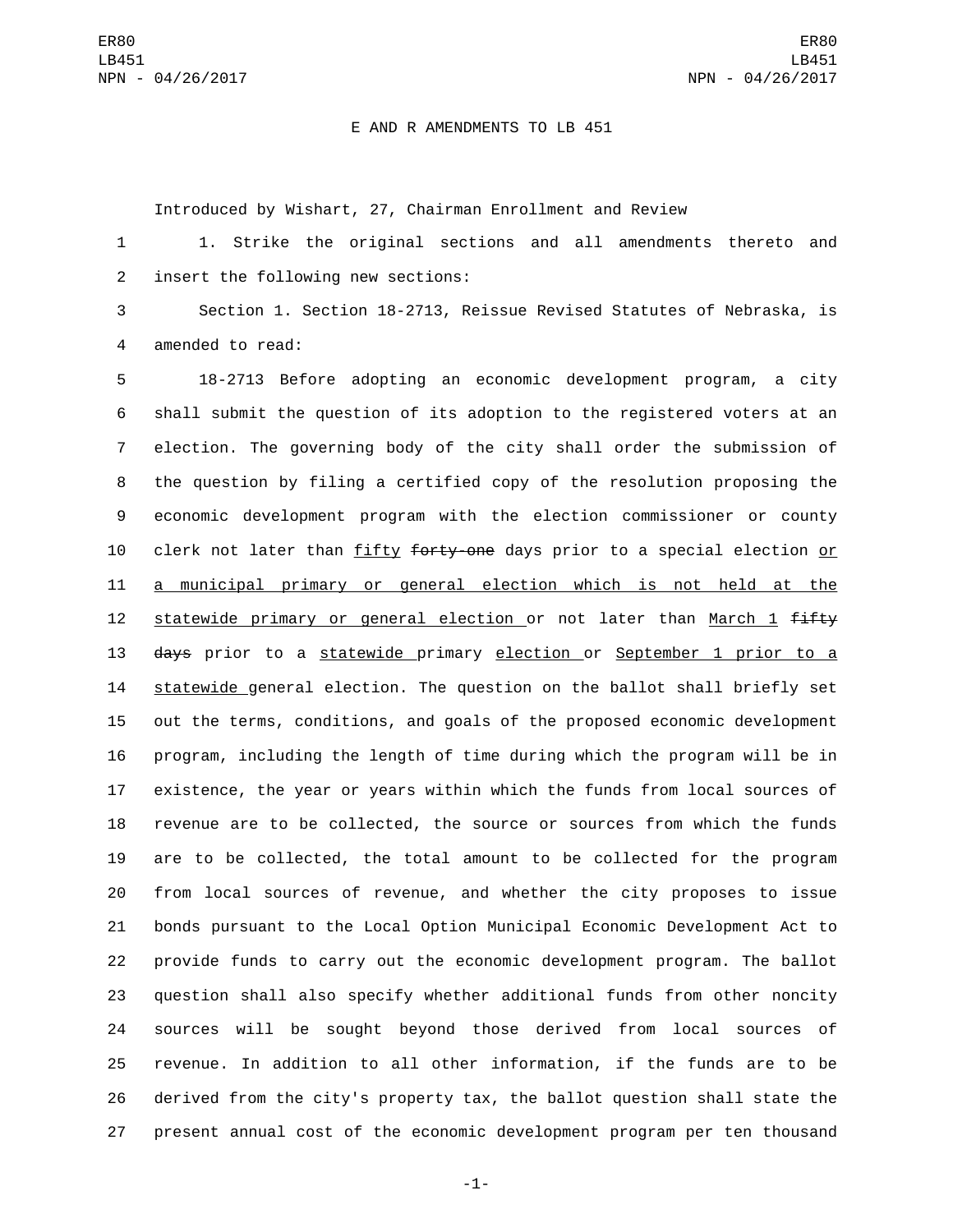E AND R AMENDMENTS TO LB 451

Introduced by Wishart, 27, Chairman Enrollment and Review

1. Strike the original sections and all amendments thereto and insert the following new sections:

Section 1. Section 18-2713, Reissue Revised Statutes of Nebraska, is amended to read:

18-2713 Before adopting an economic development program, a city shall submit the question of its adoption to the registered voters at an election. The governing body of the city shall order the submission of the question by filing a certified copy of the resolution proposing the economic development program with the election commissioner or county clerk not later than <u>fifty</u> ~~forty-one~~ days prior to a special election <u>or a municipal primary or general election which is not held at the statewide primary or general election</u> or not later than <u>March 1</u> ~~fifty days~~ prior to a <u>statewide</u> primary <u>election</u> or <u>September 1 prior to a statewide</u> general election. The question on the ballot shall briefly set out the terms, conditions, and goals of the proposed economic development program, including the length of time during which the program will be in existence, the year or years within which the funds from local sources of revenue are to be collected, the source or sources from which the funds are to be collected, the total amount to be collected for the program from local sources of revenue, and whether the city proposes to issue bonds pursuant to the Local Option Municipal Economic Development Act to provide funds to carry out the economic development program. The ballot question shall also specify whether additional funds from other noncity sources will be sought beyond those derived from local sources of revenue. In addition to all other information, if the funds are to be derived from the city's property tax, the ballot question shall state the present annual cost of the economic development program per ten thousand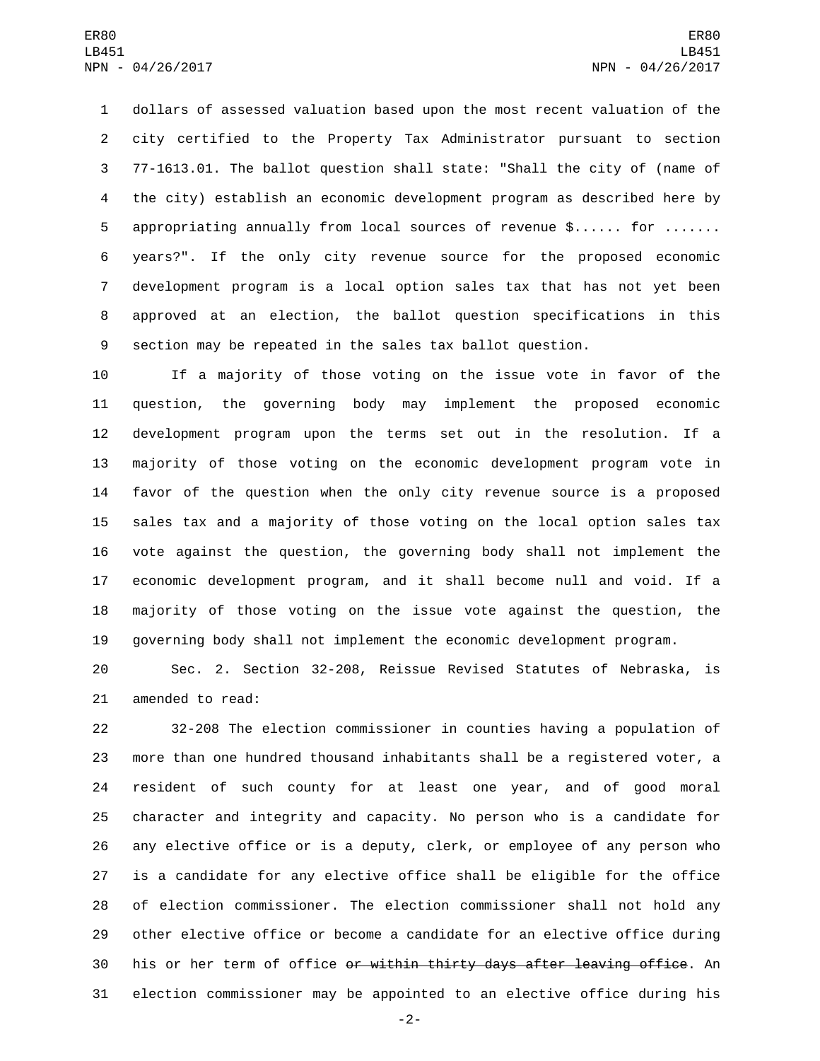dollars of assessed valuation based upon the most recent valuation of the city certified to the Property Tax Administrator pursuant to section 77-1613.01. The ballot question shall state: "Shall the city of (name of the city) establish an economic development program as described here by appropriating annually from local sources of revenue $...... for ....... years?". If the only city revenue source for the proposed economic development program is a local option sales tax that has not yet been approved at an election, the ballot question specifications in this section may be repeated in the sales tax ballot question.

If a majority of those voting on the issue vote in favor of the question, the governing body may implement the proposed economic development program upon the terms set out in the resolution. If a majority of those voting on the economic development program vote in favor of the question when the only city revenue source is a proposed sales tax and a majority of those voting on the local option sales tax vote against the question, the governing body shall not implement the economic development program, and it shall become null and void. If a majority of those voting on the issue vote against the question, the governing body shall not implement the economic development program.

Sec. 2. Section 32-208, Reissue Revised Statutes of Nebraska, is amended to read:

32-208 The election commissioner in counties having a population of more than one hundred thousand inhabitants shall be a registered voter, a resident of such county for at least one year, and of good moral character and integrity and capacity. No person who is a candidate for any elective office or is a deputy, clerk, or employee of any person who is a candidate for any elective office shall be eligible for the office of election commissioner. The election commissioner shall not hold any other elective office or become a candidate for an elective office during his or her term of office ~~or within thirty days after leaving office~~. An election commissioner may be appointed to an elective office during his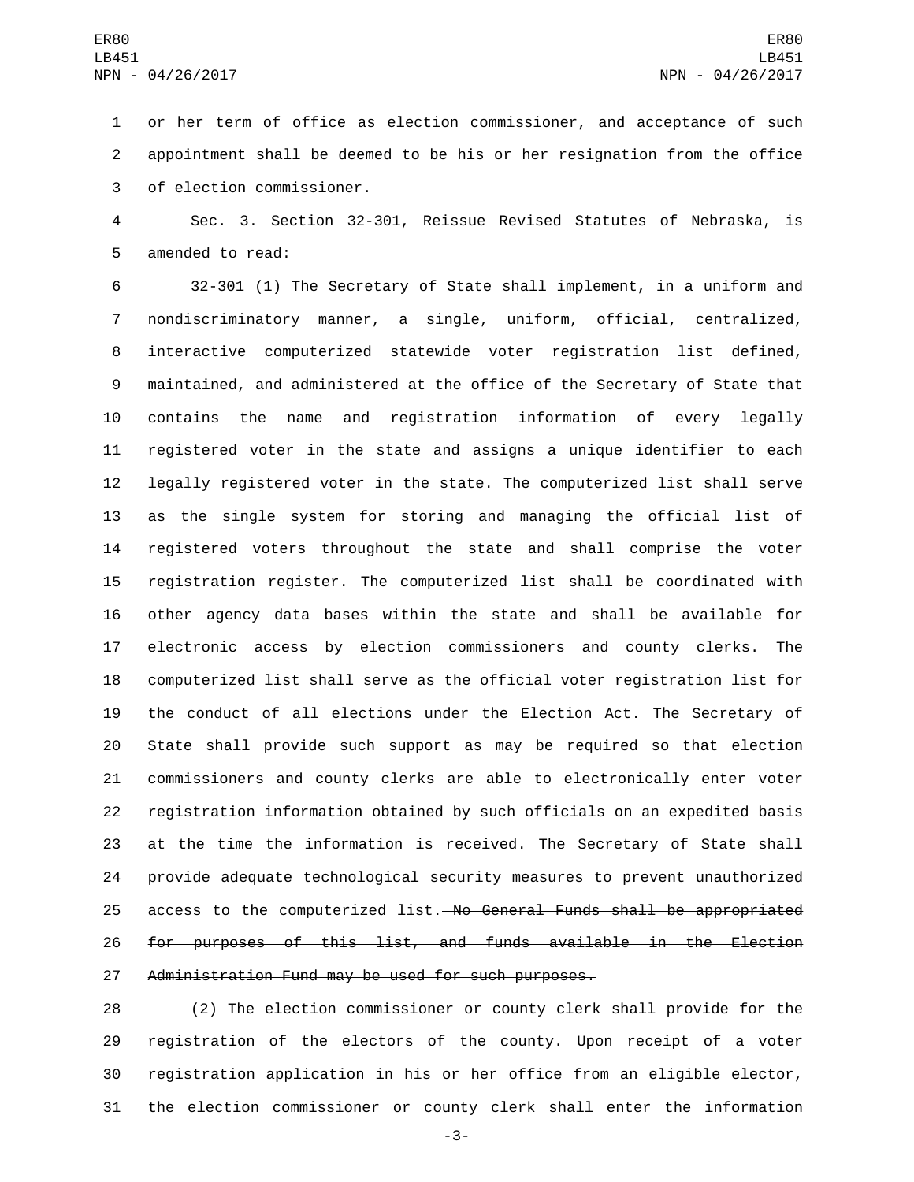or her term of office as election commissioner, and acceptance of such appointment shall be deemed to be his or her resignation from the office of election commissioner.

Sec. 3. Section 32-301, Reissue Revised Statutes of Nebraska, is amended to read:

32-301 (1) The Secretary of State shall implement, in a uniform and nondiscriminatory manner, a single, uniform, official, centralized, interactive computerized statewide voter registration list defined, maintained, and administered at the office of the Secretary of State that contains the name and registration information of every legally registered voter in the state and assigns a unique identifier to each legally registered voter in the state. The computerized list shall serve as the single system for storing and managing the official list of registered voters throughout the state and shall comprise the voter registration register. The computerized list shall be coordinated with other agency data bases within the state and shall be available for electronic access by election commissioners and county clerks. The computerized list shall serve as the official voter registration list for the conduct of all elections under the Election Act. The Secretary of State shall provide such support as may be required so that election commissioners and county clerks are able to electronically enter voter registration information obtained by such officials on an expedited basis at the time the information is received. The Secretary of State shall provide adequate technological security measures to prevent unauthorized access to the computerized list. ~~No General Funds shall be appropriated for purposes of this list, and funds available in the Election Administration Fund may be used for such purposes.~~

(2) The election commissioner or county clerk shall provide for the registration of the electors of the county. Upon receipt of a voter registration application in his or her office from an eligible elector, the election commissioner or county clerk shall enter the information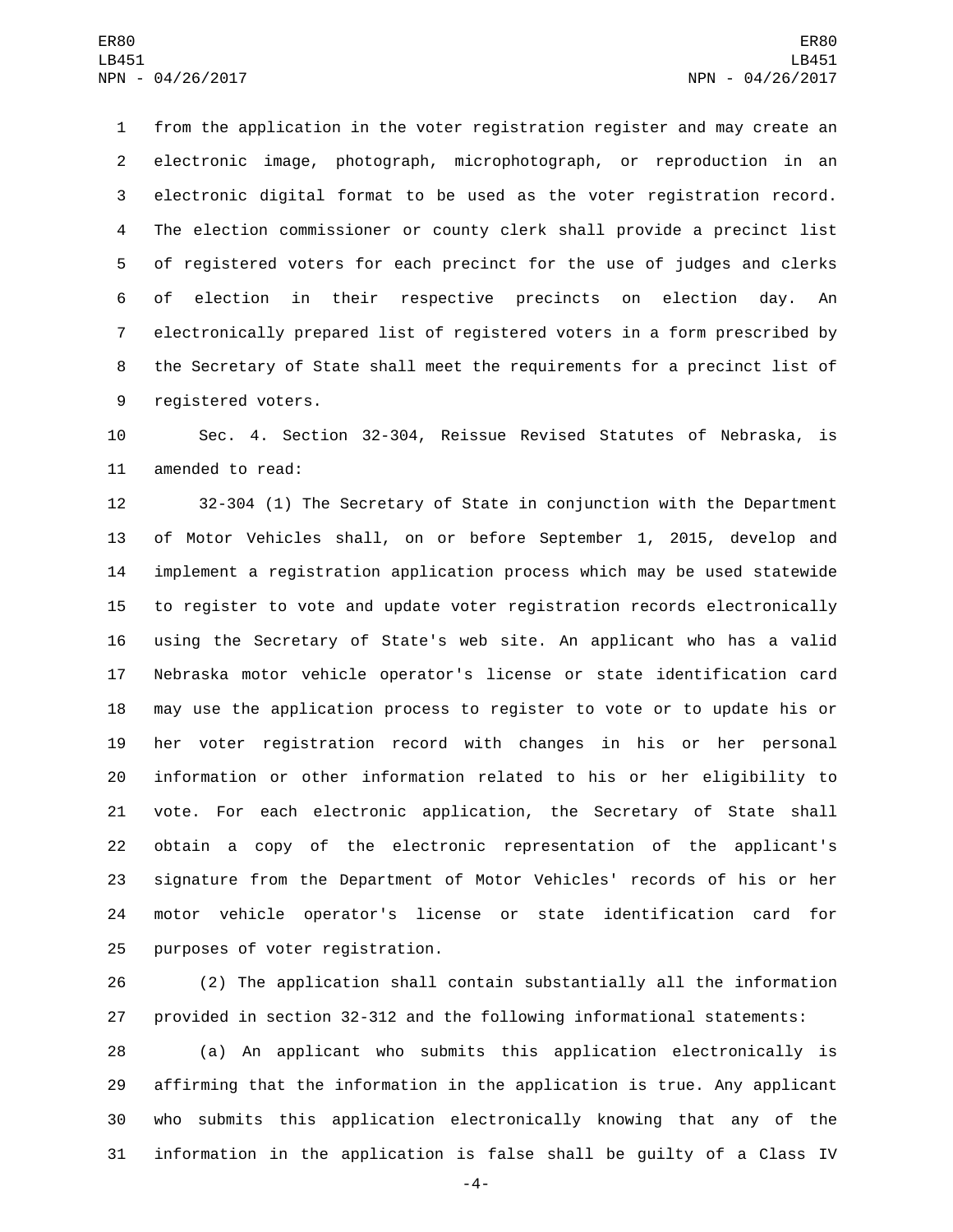from the application in the voter registration register and may create an electronic image, photograph, microphotograph, or reproduction in an electronic digital format to be used as the voter registration record. The election commissioner or county clerk shall provide a precinct list of registered voters for each precinct for the use of judges and clerks of election in their respective precincts on election day. An electronically prepared list of registered voters in a form prescribed by the Secretary of State shall meet the requirements for a precinct list of registered voters.

Sec. 4. Section 32-304, Reissue Revised Statutes of Nebraska, is amended to read:

32-304 (1) The Secretary of State in conjunction with the Department of Motor Vehicles shall, on or before September 1, 2015, develop and implement a registration application process which may be used statewide to register to vote and update voter registration records electronically using the Secretary of State's web site. An applicant who has a valid Nebraska motor vehicle operator's license or state identification card may use the application process to register to vote or to update his or her voter registration record with changes in his or her personal information or other information related to his or her eligibility to vote. For each electronic application, the Secretary of State shall obtain a copy of the electronic representation of the applicant's signature from the Department of Motor Vehicles' records of his or her motor vehicle operator's license or state identification card for purposes of voter registration.

(2) The application shall contain substantially all the information provided in section 32-312 and the following informational statements:

(a) An applicant who submits this application electronically is affirming that the information in the application is true. Any applicant who submits this application electronically knowing that any of the information in the application is false shall be guilty of a Class IV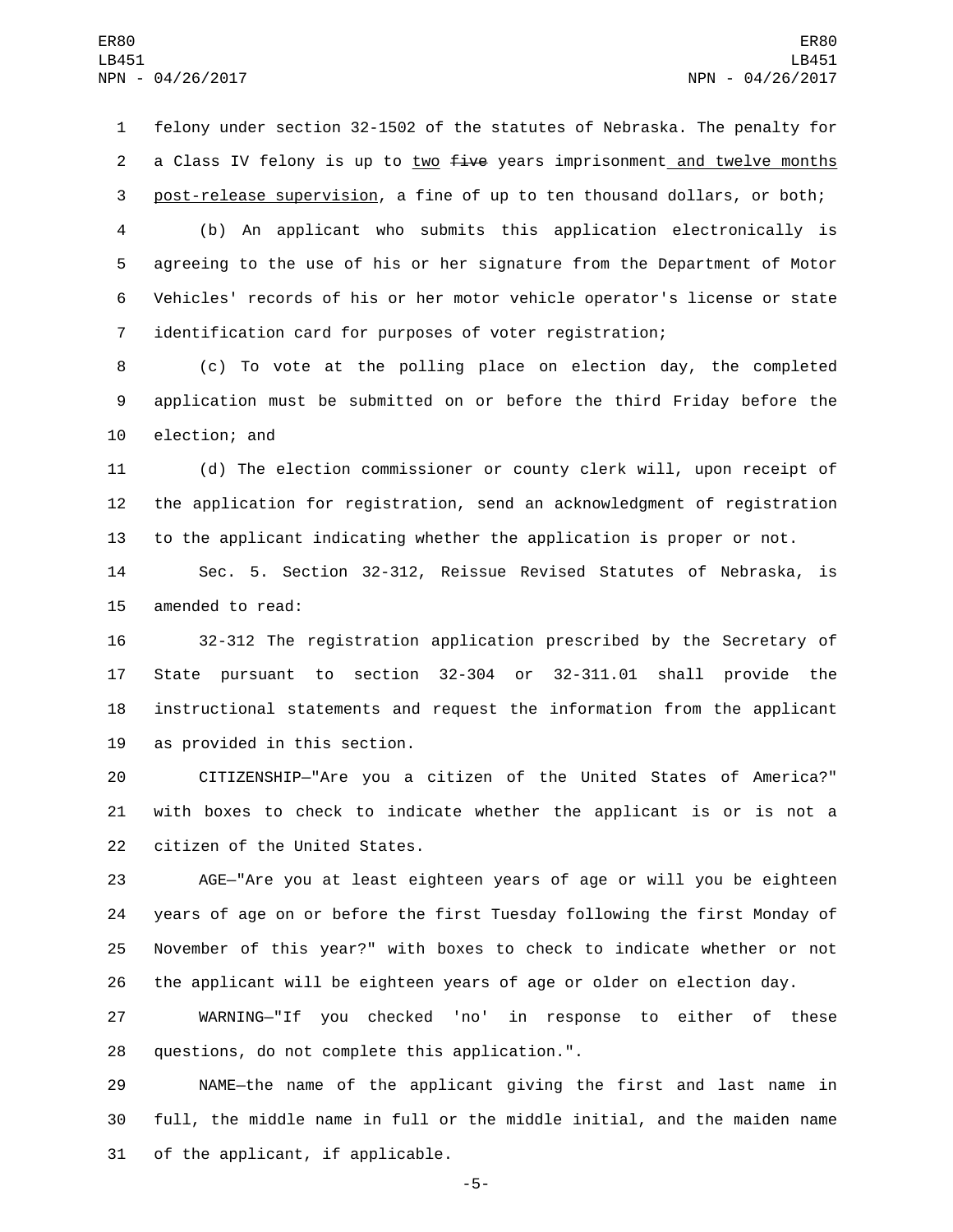felony under section 32-1502 of the statutes of Nebraska. The penalty for a Class IV felony is up to <u>two</u> ~~five~~ years imprisonment<u> and twelve months post-release supervision</u>, a fine of up to ten thousand dollars, or both;

(b) An applicant who submits this application electronically is agreeing to the use of his or her signature from the Department of Motor Vehicles' records of his or her motor vehicle operator's license or state identification card for purposes of voter registration;

(c) To vote at the polling place on election day, the completed application must be submitted on or before the third Friday before the election; and

(d) The election commissioner or county clerk will, upon receipt of the application for registration, send an acknowledgment of registration to the applicant indicating whether the application is proper or not.

Sec. 5. Section 32-312, Reissue Revised Statutes of Nebraska, is amended to read:

32-312 The registration application prescribed by the Secretary of State pursuant to section 32-304 or 32-311.01 shall provide the instructional statements and request the information from the applicant as provided in this section.

CITIZENSHIP—"Are you a citizen of the United States of America?" with boxes to check to indicate whether the applicant is or is not a citizen of the United States.

AGE—"Are you at least eighteen years of age or will you be eighteen years of age on or before the first Tuesday following the first Monday of November of this year?" with boxes to check to indicate whether or not the applicant will be eighteen years of age or older on election day.

WARNING—"If you checked 'no' in response to either of these questions, do not complete this application.".

NAME—the name of the applicant giving the first and last name in full, the middle name in full or the middle initial, and the maiden name of the applicant, if applicable.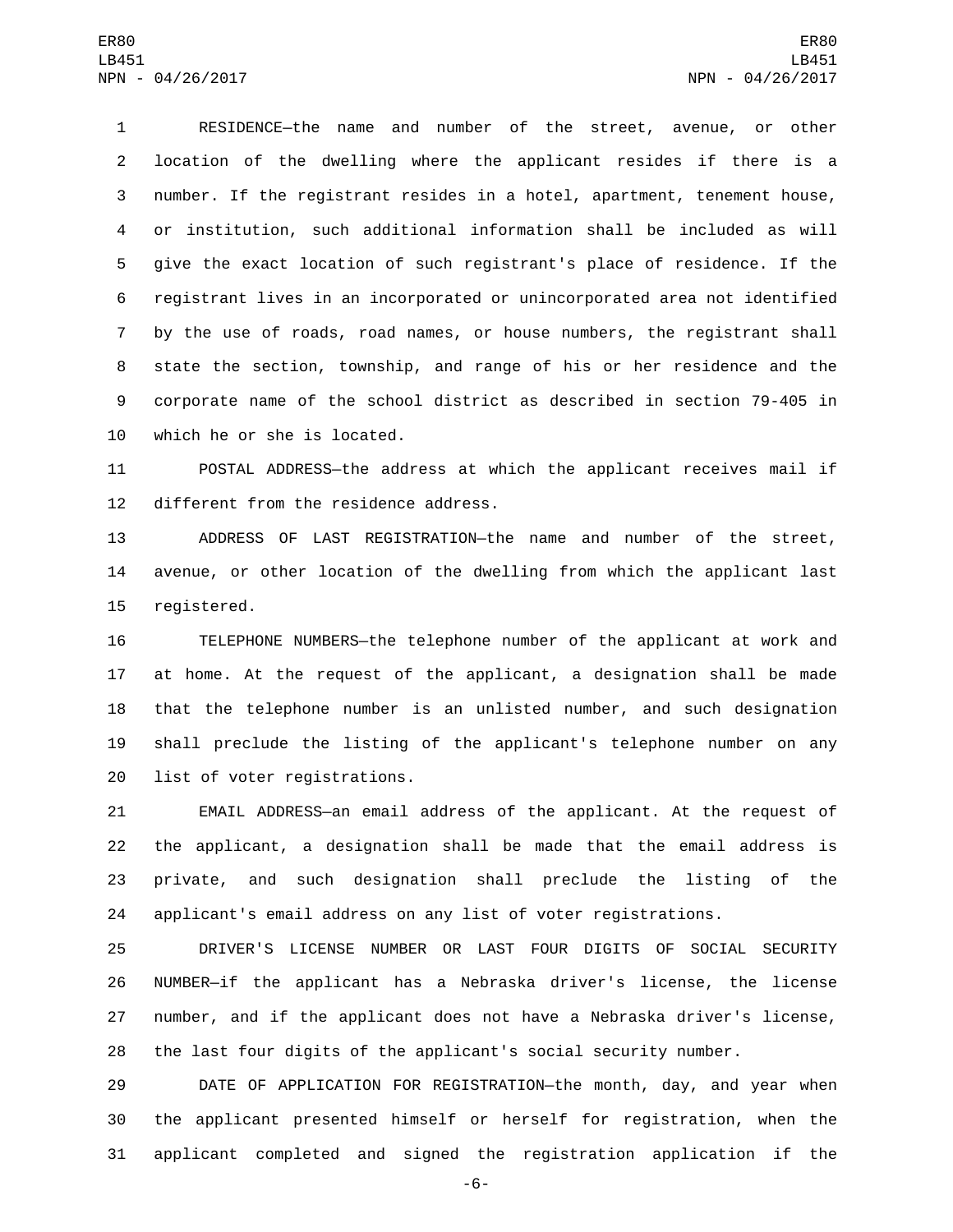RESIDENCE—the name and number of the street, avenue, or other location of the dwelling where the applicant resides if there is a number. If the registrant resides in a hotel, apartment, tenement house, or institution, such additional information shall be included as will give the exact location of such registrant's place of residence. If the registrant lives in an incorporated or unincorporated area not identified by the use of roads, road names, or house numbers, the registrant shall state the section, township, and range of his or her residence and the corporate name of the school district as described in section 79-405 in which he or she is located.

POSTAL ADDRESS—the address at which the applicant receives mail if different from the residence address.

ADDRESS OF LAST REGISTRATION—the name and number of the street, avenue, or other location of the dwelling from which the applicant last registered.

TELEPHONE NUMBERS—the telephone number of the applicant at work and at home. At the request of the applicant, a designation shall be made that the telephone number is an unlisted number, and such designation shall preclude the listing of the applicant's telephone number on any list of voter registrations.

EMAIL ADDRESS—an email address of the applicant. At the request of the applicant, a designation shall be made that the email address is private, and such designation shall preclude the listing of the applicant's email address on any list of voter registrations.

DRIVER'S LICENSE NUMBER OR LAST FOUR DIGITS OF SOCIAL SECURITY NUMBER—if the applicant has a Nebraska driver's license, the license number, and if the applicant does not have a Nebraska driver's license, the last four digits of the applicant's social security number.

DATE OF APPLICATION FOR REGISTRATION—the month, day, and year when the applicant presented himself or herself for registration, when the applicant completed and signed the registration application if the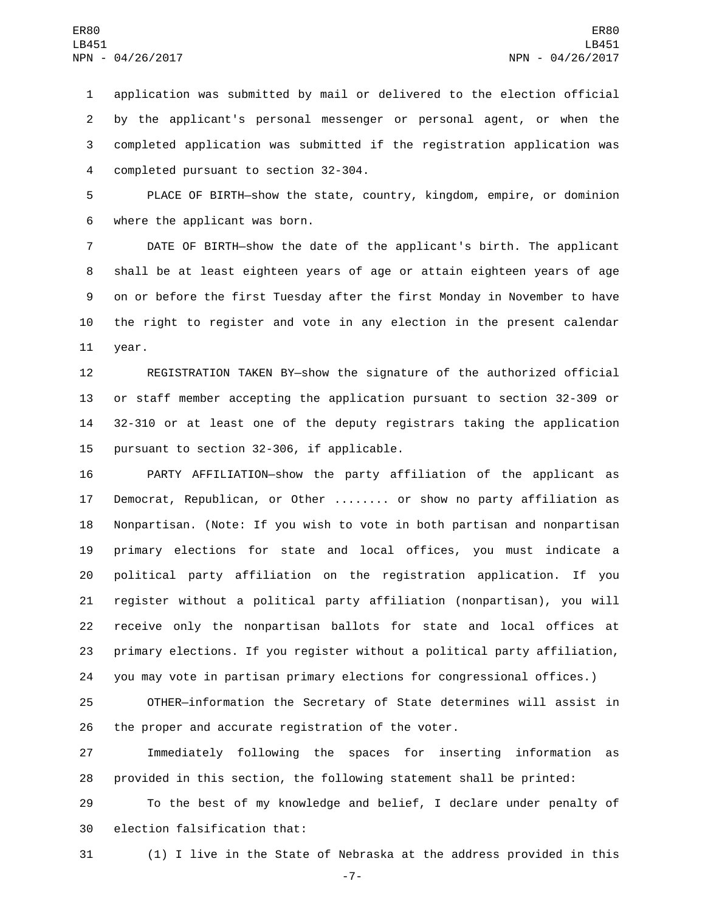application was submitted by mail or delivered to the election official by the applicant's personal messenger or personal agent, or when the completed application was submitted if the registration application was completed pursuant to section 32-304.

PLACE OF BIRTH—show the state, country, kingdom, empire, or dominion where the applicant was born.

DATE OF BIRTH—show the date of the applicant's birth. The applicant shall be at least eighteen years of age or attain eighteen years of age on or before the first Tuesday after the first Monday in November to have the right to register and vote in any election in the present calendar year.

REGISTRATION TAKEN BY—show the signature of the authorized official or staff member accepting the application pursuant to section 32-309 or 32-310 or at least one of the deputy registrars taking the application pursuant to section 32-306, if applicable.

PARTY AFFILIATION—show the party affiliation of the applicant as Democrat, Republican, or Other ........ or show no party affiliation as Nonpartisan. (Note: If you wish to vote in both partisan and nonpartisan primary elections for state and local offices, you must indicate a political party affiliation on the registration application. If you register without a political party affiliation (nonpartisan), you will receive only the nonpartisan ballots for state and local offices at primary elections. If you register without a political party affiliation, you may vote in partisan primary elections for congressional offices.)

OTHER—information the Secretary of State determines will assist in the proper and accurate registration of the voter.

Immediately following the spaces for inserting information as provided in this section, the following statement shall be printed:

To the best of my knowledge and belief, I declare under penalty of election falsification that:

(1) I live in the State of Nebraska at the address provided in this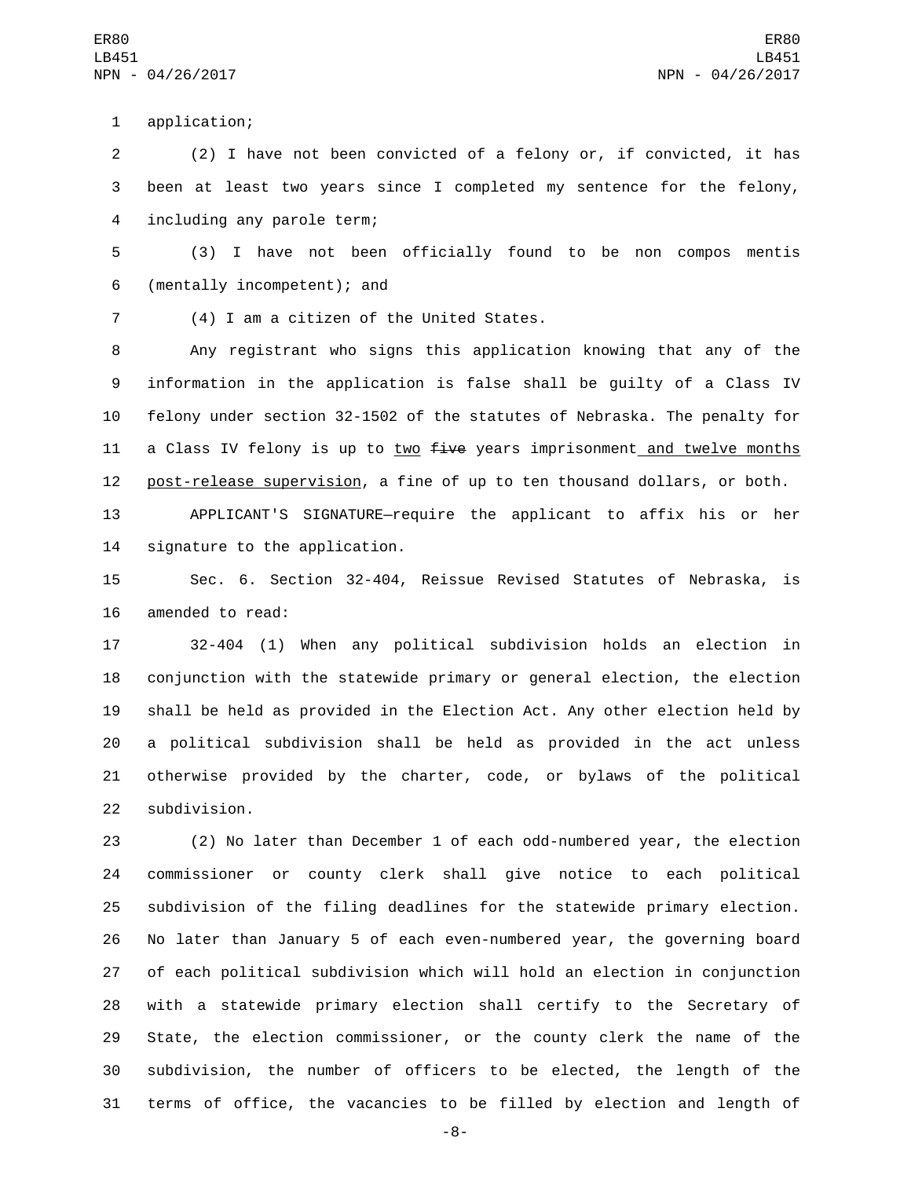application;

(2) I have not been convicted of a felony or, if convicted, it has been at least two years since I completed my sentence for the felony, including any parole term;

(3) I have not been officially found to be non compos mentis (mentally incompetent); and

(4) I am a citizen of the United States.

Any registrant who signs this application knowing that any of the information in the application is false shall be guilty of a Class IV felony under section 32-1502 of the statutes of Nebraska. The penalty for a Class IV felony is up to two ~~five~~ years imprisonment and twelve months post-release supervision, a fine of up to ten thousand dollars, or both.

APPLICANT'S SIGNATURE—require the applicant to affix his or her signature to the application.

Sec. 6. Section 32-404, Reissue Revised Statutes of Nebraska, is amended to read:

32-404 (1) When any political subdivision holds an election in conjunction with the statewide primary or general election, the election shall be held as provided in the Election Act. Any other election held by a political subdivision shall be held as provided in the act unless otherwise provided by the charter, code, or bylaws of the political subdivision.

(2) No later than December 1 of each odd-numbered year, the election commissioner or county clerk shall give notice to each political subdivision of the filing deadlines for the statewide primary election. No later than January 5 of each even-numbered year, the governing board of each political subdivision which will hold an election in conjunction with a statewide primary election shall certify to the Secretary of State, the election commissioner, or the county clerk the name of the subdivision, the number of officers to be elected, the length of the terms of office, the vacancies to be filled by election and length of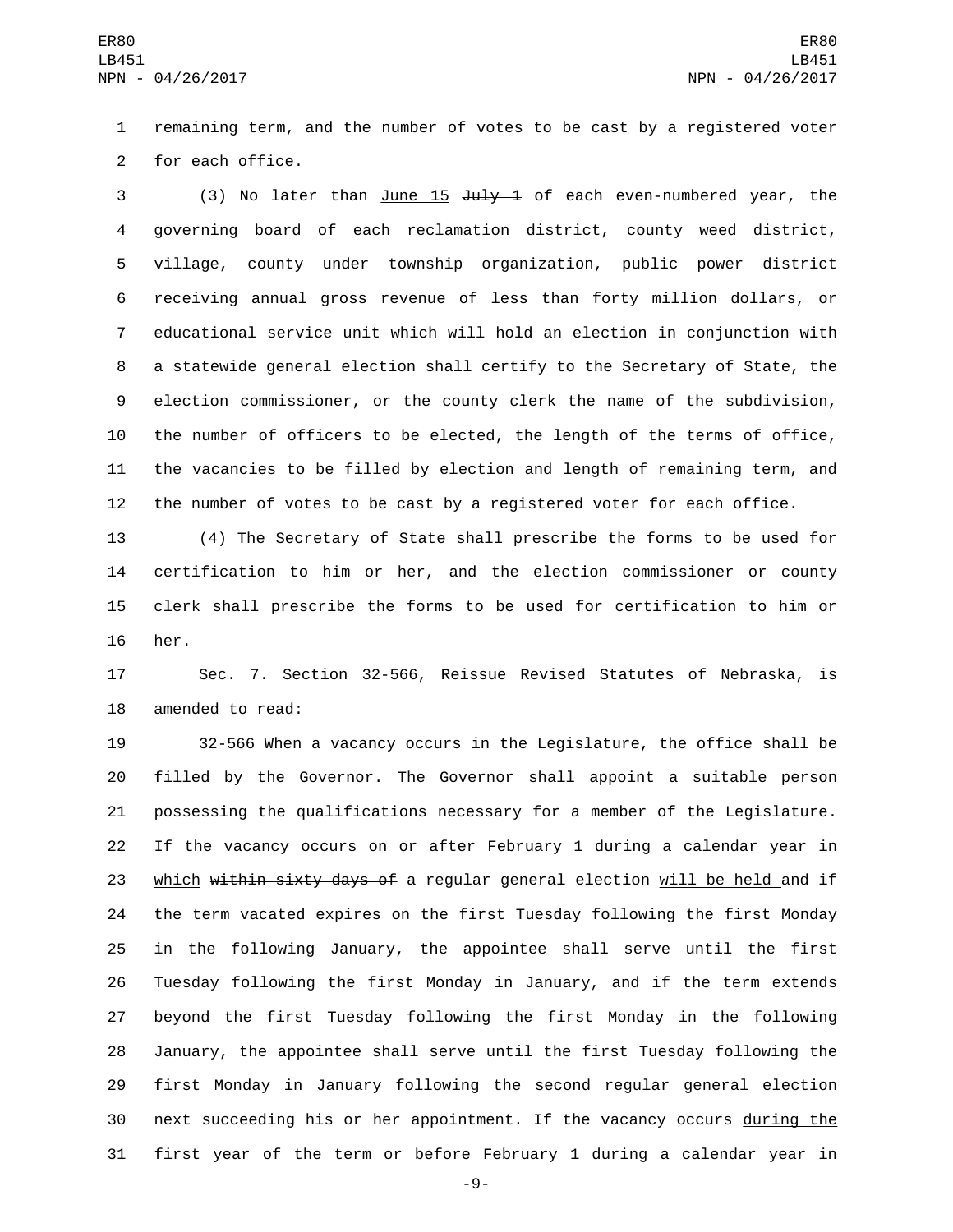remaining term, and the number of votes to be cast by a registered voter for each office.

(3) No later than June 15 ~~July 1~~ of each even-numbered year, the governing board of each reclamation district, county weed district, village, county under township organization, public power district receiving annual gross revenue of less than forty million dollars, or educational service unit which will hold an election in conjunction with a statewide general election shall certify to the Secretary of State, the election commissioner, or the county clerk the name of the subdivision, the number of officers to be elected, the length of the terms of office, the vacancies to be filled by election and length of remaining term, and the number of votes to be cast by a registered voter for each office.

(4) The Secretary of State shall prescribe the forms to be used for certification to him or her, and the election commissioner or county clerk shall prescribe the forms to be used for certification to him or her.

Sec. 7. Section 32-566, Reissue Revised Statutes of Nebraska, is amended to read:

32-566 When a vacancy occurs in the Legislature, the office shall be filled by the Governor. The Governor shall appoint a suitable person possessing the qualifications necessary for a member of the Legislature. If the vacancy occurs on or after February 1 during a calendar year in which ~~within sixty days of~~ a regular general election will be held and if the term vacated expires on the first Tuesday following the first Monday in the following January, the appointee shall serve until the first Tuesday following the first Monday in January, and if the term extends beyond the first Tuesday following the first Monday in the following January, the appointee shall serve until the first Tuesday following the first Monday in January following the second regular general election next succeeding his or her appointment. If the vacancy occurs during the first year of the term or before February 1 during a calendar year in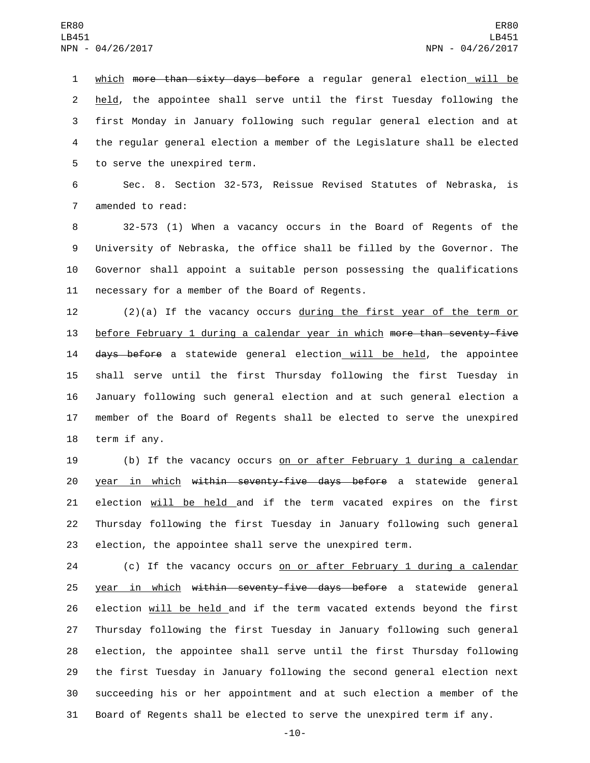which ~~more than sixty days before~~ a regular general election will be held, the appointee shall serve until the first Tuesday following the first Monday in January following such regular general election and at the regular general election a member of the Legislature shall be elected to serve the unexpired term.

Sec. 8. Section 32-573, Reissue Revised Statutes of Nebraska, is amended to read:

32-573 (1) When a vacancy occurs in the Board of Regents of the University of Nebraska, the office shall be filled by the Governor. The Governor shall appoint a suitable person possessing the qualifications necessary for a member of the Board of Regents.

(2)(a) If the vacancy occurs during the first year of the term or before February 1 during a calendar year in which ~~more than seventy-five days before~~ a statewide general election will be held, the appointee shall serve until the first Thursday following the first Tuesday in January following such general election and at such general election a member of the Board of Regents shall be elected to serve the unexpired term if any.

(b) If the vacancy occurs on or after February 1 during a calendar year in which ~~within seventy-five days before~~ a statewide general election will be held and if the term vacated expires on the first Thursday following the first Tuesday in January following such general election, the appointee shall serve the unexpired term.

(c) If the vacancy occurs on or after February 1 during a calendar year in which ~~within seventy-five days before~~ a statewide general election will be held and if the term vacated extends beyond the first Thursday following the first Tuesday in January following such general election, the appointee shall serve until the first Thursday following the first Tuesday in January following the second general election next succeeding his or her appointment and at such election a member of the Board of Regents shall be elected to serve the unexpired term if any.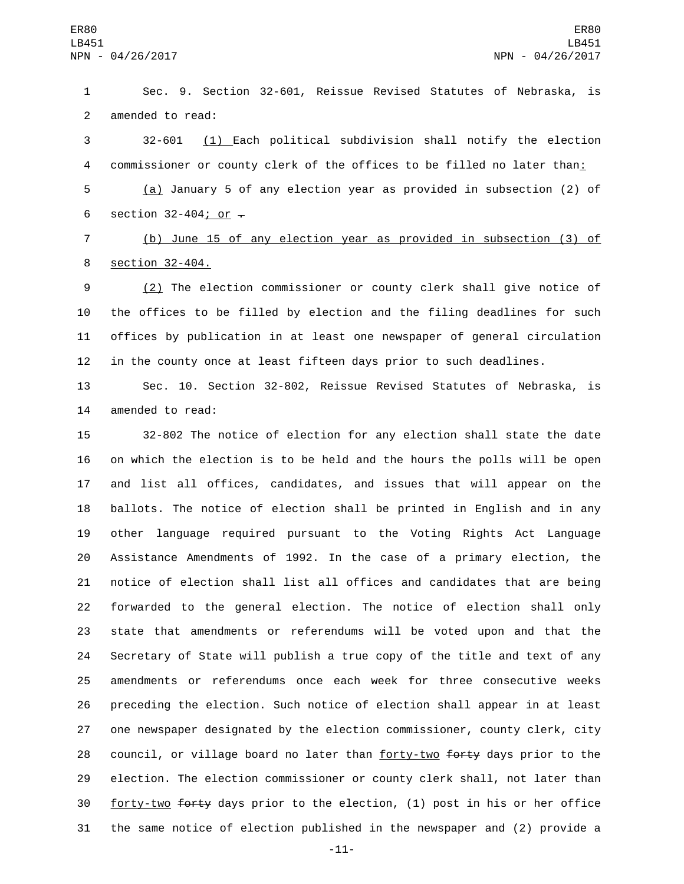Sec. 9. Section 32-601, Reissue Revised Statutes of Nebraska, is amended to read:

32-601 (1) Each political subdivision shall notify the election commissioner or county clerk of the offices to be filled no later than:

(a) January 5 of any election year as provided in subsection (2) of section 32-404; or .

(b) June 15 of any election year as provided in subsection (3) of section 32-404.

(2) The election commissioner or county clerk shall give notice of the offices to be filled by election and the filing deadlines for such offices by publication in at least one newspaper of general circulation in the county once at least fifteen days prior to such deadlines.

Sec. 10. Section 32-802, Reissue Revised Statutes of Nebraska, is amended to read:

32-802 The notice of election for any election shall state the date on which the election is to be held and the hours the polls will be open and list all offices, candidates, and issues that will appear on the ballots. The notice of election shall be printed in English and in any other language required pursuant to the Voting Rights Act Language Assistance Amendments of 1992. In the case of a primary election, the notice of election shall list all offices and candidates that are being forwarded to the general election. The notice of election shall only state that amendments or referendums will be voted upon and that the Secretary of State will publish a true copy of the title and text of any amendments or referendums once each week for three consecutive weeks preceding the election. Such notice of election shall appear in at least one newspaper designated by the election commissioner, county clerk, city council, or village board no later than forty-two ~~forty~~ days prior to the election. The election commissioner or county clerk shall, not later than forty-two ~~forty~~ days prior to the election, (1) post in his or her office the same notice of election published in the newspaper and (2) provide a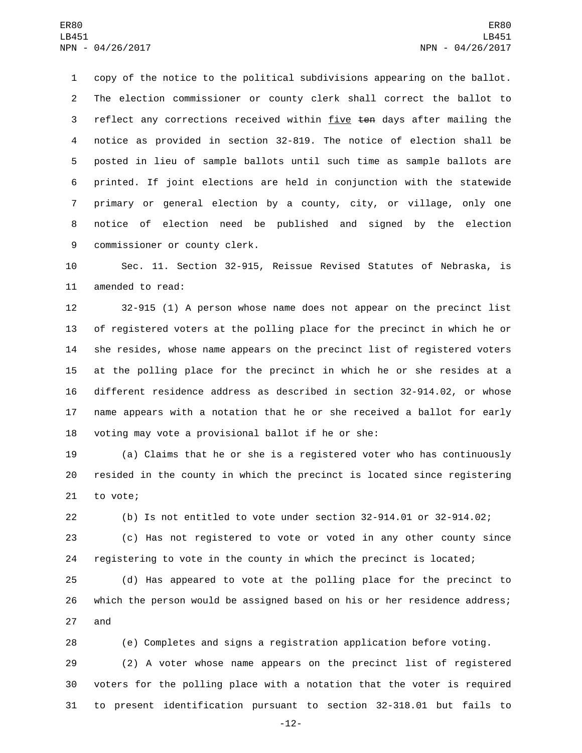copy of the notice to the political subdivisions appearing on the ballot. The election commissioner or county clerk shall correct the ballot to reflect any corrections received within <u>five</u> ~~ten~~ days after mailing the notice as provided in section 32-819. The notice of election shall be posted in lieu of sample ballots until such time as sample ballots are printed. If joint elections are held in conjunction with the statewide primary or general election by a county, city, or village, only one notice of election need be published and signed by the election commissioner or county clerk.

Sec. 11. Section 32-915, Reissue Revised Statutes of Nebraska, is amended to read:

32-915 (1) A person whose name does not appear on the precinct list of registered voters at the polling place for the precinct in which he or she resides, whose name appears on the precinct list of registered voters at the polling place for the precinct in which he or she resides at a different residence address as described in section 32-914.02, or whose name appears with a notation that he or she received a ballot for early voting may vote a provisional ballot if he or she:

(a) Claims that he or she is a registered voter who has continuously resided in the county in which the precinct is located since registering to vote;

(b) Is not entitled to vote under section 32-914.01 or 32-914.02;

(c) Has not registered to vote or voted in any other county since registering to vote in the county in which the precinct is located;

(d) Has appeared to vote at the polling place for the precinct to which the person would be assigned based on his or her residence address; and

(e) Completes and signs a registration application before voting.

(2) A voter whose name appears on the precinct list of registered voters for the polling place with a notation that the voter is required to present identification pursuant to section 32-318.01 but fails to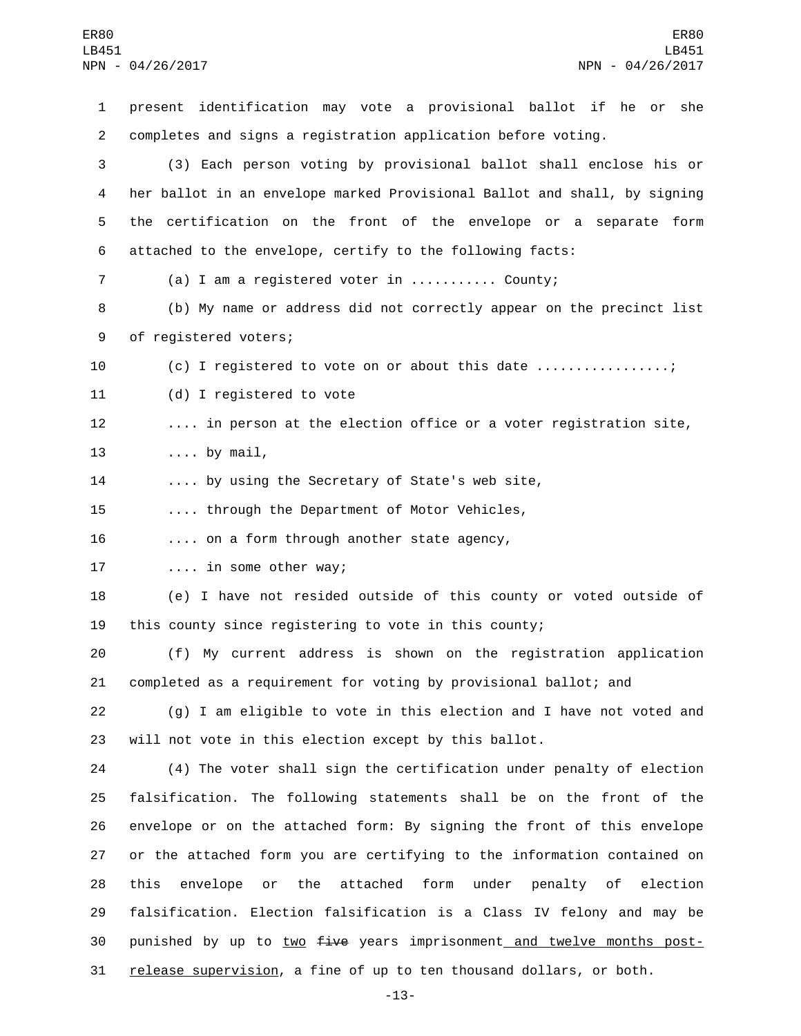present identification may vote a provisional ballot if he or she completes and signs a registration application before voting.

(3) Each person voting by provisional ballot shall enclose his or her ballot in an envelope marked Provisional Ballot and shall, by signing the certification on the front of the envelope or a separate form attached to the envelope, certify to the following facts:

(a) I am a registered voter in ........... County;

(b) My name or address did not correctly appear on the precinct list of registered voters;

(c) I registered to vote on or about this date .................;

(d) I registered to vote

.... in person at the election office or a voter registration site,

.... by mail,

.... by using the Secretary of State's web site,

.... through the Department of Motor Vehicles,

.... on a form through another state agency,

.... in some other way;

(e) I have not resided outside of this county or voted outside of this county since registering to vote in this county;

(f) My current address is shown on the registration application completed as a requirement for voting by provisional ballot; and

(g) I am eligible to vote in this election and I have not voted and will not vote in this election except by this ballot.

(4) The voter shall sign the certification under penalty of election falsification. The following statements shall be on the front of the envelope or on the attached form: By signing the front of this envelope or the attached form you are certifying to the information contained on this envelope or the attached form under penalty of election falsification. Election falsification is a Class IV felony and may be punished by up to two ~~five~~ years imprisonment and twelve months post-release supervision, a fine of up to ten thousand dollars, or both.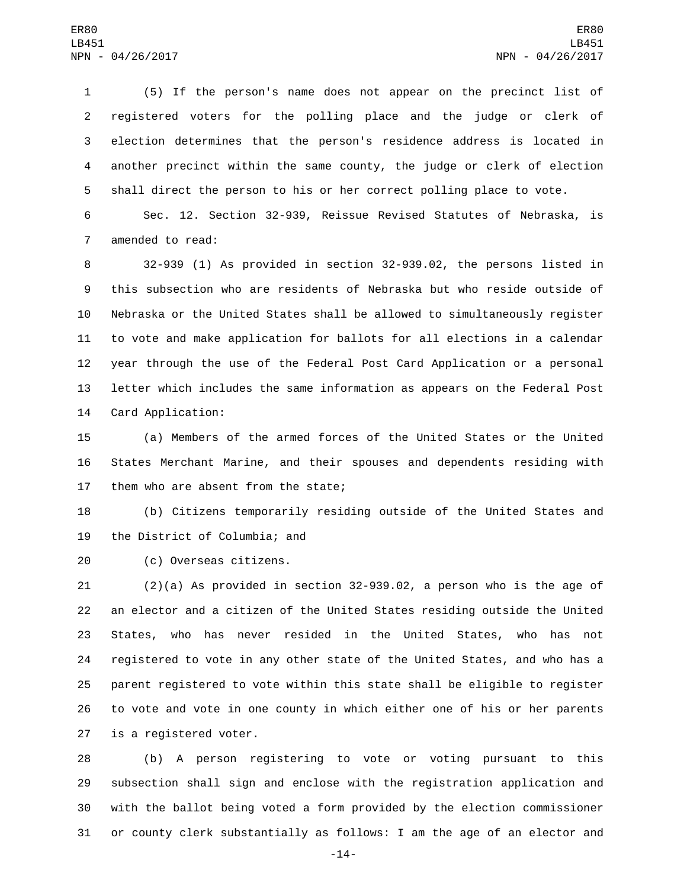(5) If the person's name does not appear on the precinct list of registered voters for the polling place and the judge or clerk of election determines that the person's residence address is located in another precinct within the same county, the judge or clerk of election shall direct the person to his or her correct polling place to vote.

Sec. 12. Section 32-939, Reissue Revised Statutes of Nebraska, is amended to read:

32-939 (1) As provided in section 32-939.02, the persons listed in this subsection who are residents of Nebraska but who reside outside of Nebraska or the United States shall be allowed to simultaneously register to vote and make application for ballots for all elections in a calendar year through the use of the Federal Post Card Application or a personal letter which includes the same information as appears on the Federal Post Card Application:

(a) Members of the armed forces of the United States or the United States Merchant Marine, and their spouses and dependents residing with them who are absent from the state;

(b) Citizens temporarily residing outside of the United States and the District of Columbia; and

(c) Overseas citizens.

(2)(a) As provided in section 32-939.02, a person who is the age of an elector and a citizen of the United States residing outside the United States, who has never resided in the United States, who has not registered to vote in any other state of the United States, and who has a parent registered to vote within this state shall be eligible to register to vote and vote in one county in which either one of his or her parents is a registered voter.

(b) A person registering to vote or voting pursuant to this subsection shall sign and enclose with the registration application and with the ballot being voted a form provided by the election commissioner or county clerk substantially as follows: I am the age of an elector and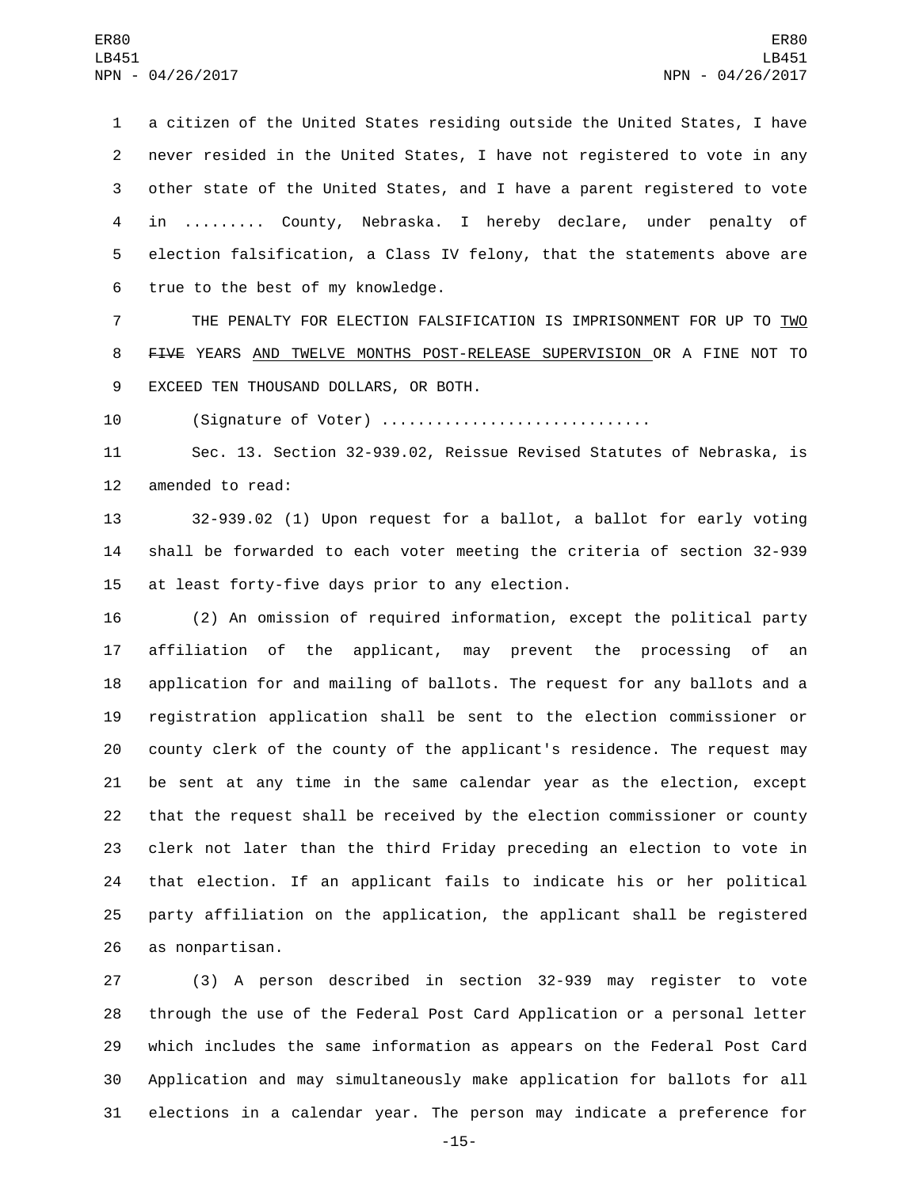a citizen of the United States residing outside the United States, I have never resided in the United States, I have not registered to vote in any other state of the United States, and I have a parent registered to vote in ......... County, Nebraska. I hereby declare, under penalty of election falsification, a Class IV felony, that the statements above are true to the best of my knowledge.

THE PENALTY FOR ELECTION FALSIFICATION IS IMPRISONMENT FOR UP TO TWO ~~FIVE~~ YEARS AND TWELVE MONTHS POST-RELEASE SUPERVISION OR A FINE NOT TO EXCEED TEN THOUSAND DOLLARS, OR BOTH.

(Signature of Voter) .............................

Sec. 13. Section 32-939.02, Reissue Revised Statutes of Nebraska, is amended to read:

32-939.02 (1) Upon request for a ballot, a ballot for early voting shall be forwarded to each voter meeting the criteria of section 32-939 at least forty-five days prior to any election.

(2) An omission of required information, except the political party affiliation of the applicant, may prevent the processing of an application for and mailing of ballots. The request for any ballots and a registration application shall be sent to the election commissioner or county clerk of the county of the applicant's residence. The request may be sent at any time in the same calendar year as the election, except that the request shall be received by the election commissioner or county clerk not later than the third Friday preceding an election to vote in that election. If an applicant fails to indicate his or her political party affiliation on the application, the applicant shall be registered as nonpartisan.

(3) A person described in section 32-939 may register to vote through the use of the Federal Post Card Application or a personal letter which includes the same information as appears on the Federal Post Card Application and may simultaneously make application for ballots for all elections in a calendar year. The person may indicate a preference for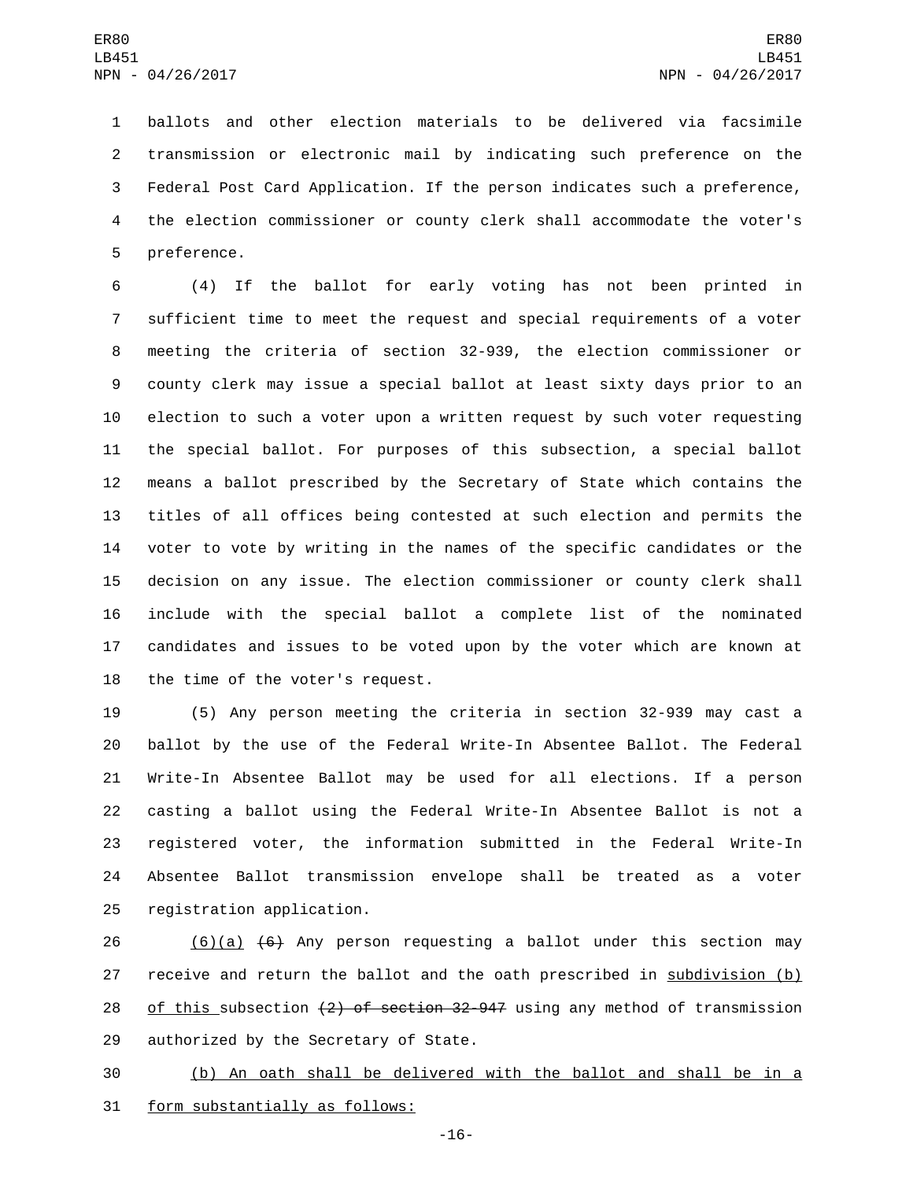ballots and other election materials to be delivered via facsimile transmission or electronic mail by indicating such preference on the Federal Post Card Application. If the person indicates such a preference, the election commissioner or county clerk shall accommodate the voter's preference.

(4) If the ballot for early voting has not been printed in sufficient time to meet the request and special requirements of a voter meeting the criteria of section 32-939, the election commissioner or county clerk may issue a special ballot at least sixty days prior to an election to such a voter upon a written request by such voter requesting the special ballot. For purposes of this subsection, a special ballot means a ballot prescribed by the Secretary of State which contains the titles of all offices being contested at such election and permits the voter to vote by writing in the names of the specific candidates or the decision on any issue. The election commissioner or county clerk shall include with the special ballot a complete list of the nominated candidates and issues to be voted upon by the voter which are known at the time of the voter's request.

(5) Any person meeting the criteria in section 32-939 may cast a ballot by the use of the Federal Write-In Absentee Ballot. The Federal Write-In Absentee Ballot may be used for all elections. If a person casting a ballot using the Federal Write-In Absentee Ballot is not a registered voter, the information submitted in the Federal Write-In Absentee Ballot transmission envelope shall be treated as a voter registration application.

<u>(6)(a)</u> ~~(6)~~ Any person requesting a ballot under this section may receive and return the ballot and the oath prescribed in <u>subdivision (b) of this</u> subsection ~~(2) of section 32-947~~ using any method of transmission authorized by the Secretary of State.

<u>(b) An oath shall be delivered with the ballot and shall be in a form substantially as follows:</u>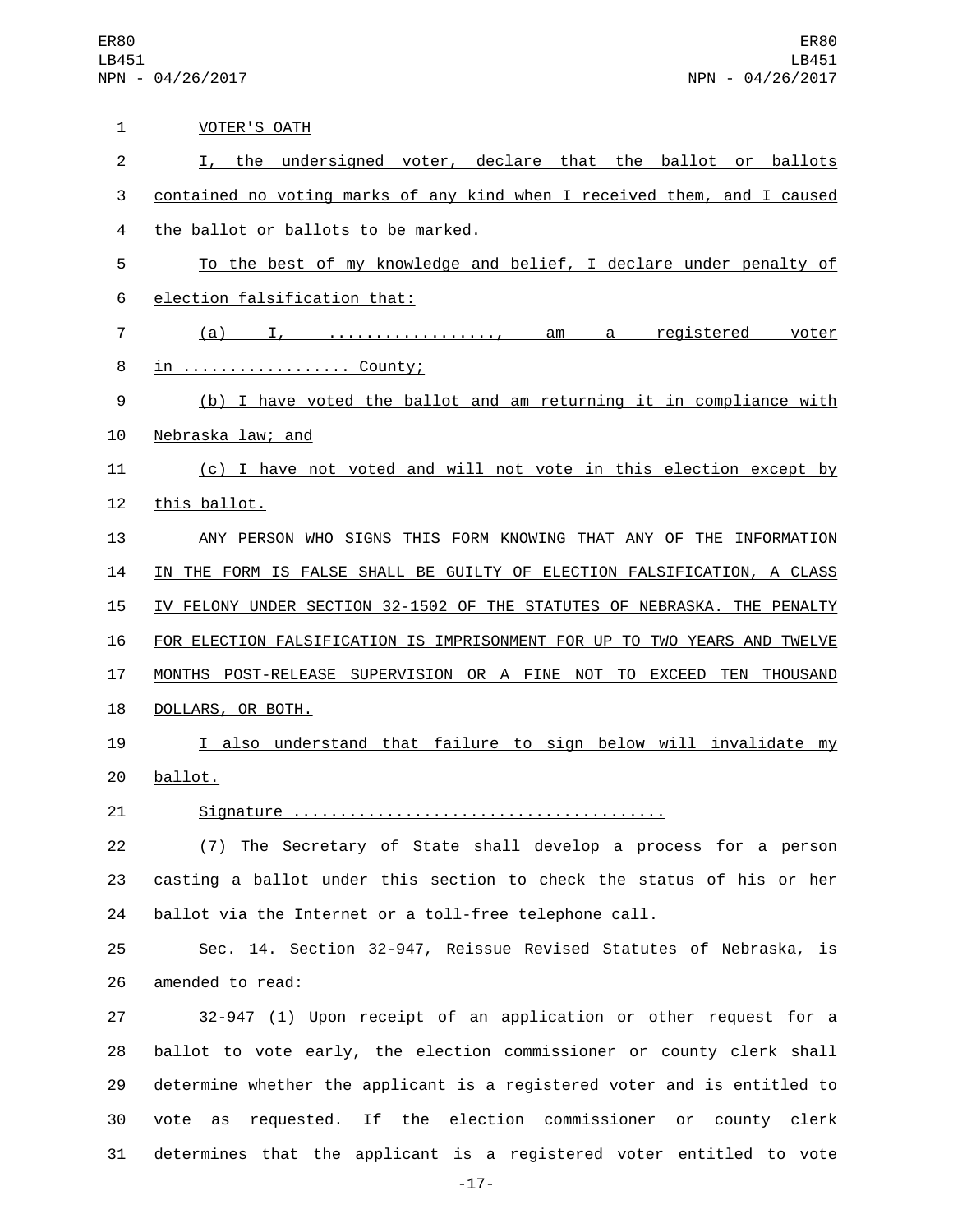VOTER'S OATH

I, the undersigned voter, declare that the ballot or ballots contained no voting marks of any kind when I received them, and I caused the ballot or ballots to be marked.

To the best of my knowledge and belief, I declare under penalty of election falsification that:

(a) I, .................., am a registered voter in .................. County;

(b) I have voted the ballot and am returning it in compliance with Nebraska law; and

(c) I have not voted and will not vote in this election except by this ballot.

ANY PERSON WHO SIGNS THIS FORM KNOWING THAT ANY OF THE INFORMATION IN THE FORM IS FALSE SHALL BE GUILTY OF ELECTION FALSIFICATION, A CLASS IV FELONY UNDER SECTION 32-1502 OF THE STATUTES OF NEBRASKA. THE PENALTY FOR ELECTION FALSIFICATION IS IMPRISONMENT FOR UP TO TWO YEARS AND TWELVE MONTHS POST-RELEASE SUPERVISION OR A FINE NOT TO EXCEED TEN THOUSAND DOLLARS, OR BOTH.

I also understand that failure to sign below will invalidate my ballot.

Signature ......................................

(7) The Secretary of State shall develop a process for a person casting a ballot under this section to check the status of his or her ballot via the Internet or a toll-free telephone call.

Sec. 14. Section 32-947, Reissue Revised Statutes of Nebraska, is amended to read:

32-947 (1) Upon receipt of an application or other request for a ballot to vote early, the election commissioner or county clerk shall determine whether the applicant is a registered voter and is entitled to vote as requested. If the election commissioner or county clerk determines that the applicant is a registered voter entitled to vote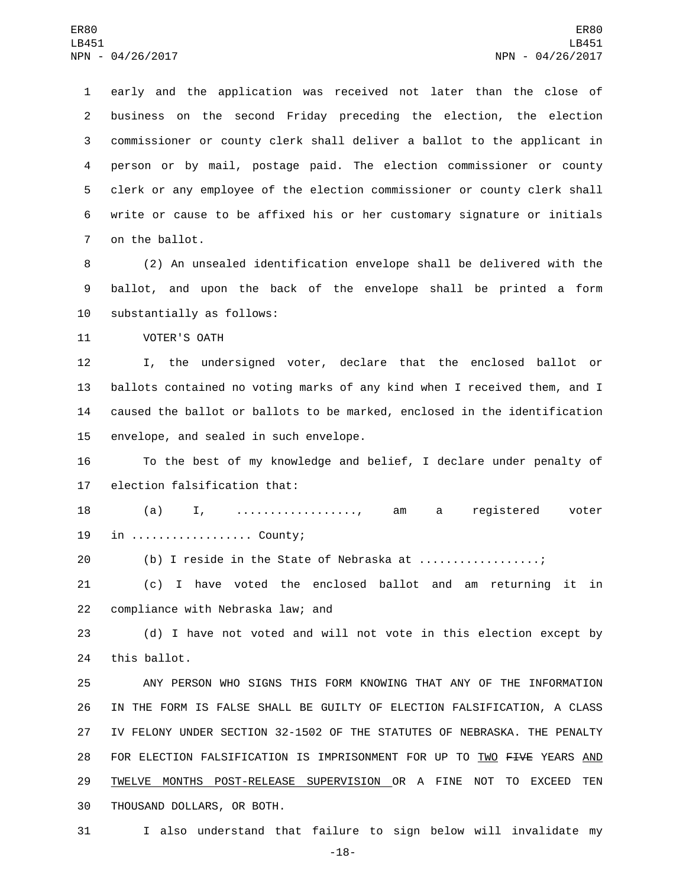early and the application was received not later than the close of business on the second Friday preceding the election, the election commissioner or county clerk shall deliver a ballot to the applicant in person or by mail, postage paid. The election commissioner or county clerk or any employee of the election commissioner or county clerk shall write or cause to be affixed his or her customary signature or initials on the ballot.

(2) An unsealed identification envelope shall be delivered with the ballot, and upon the back of the envelope shall be printed a form substantially as follows:

VOTER'S OATH

I, the undersigned voter, declare that the enclosed ballot or ballots contained no voting marks of any kind when I received them, and I caused the ballot or ballots to be marked, enclosed in the identification envelope, and sealed in such envelope.

To the best of my knowledge and belief, I declare under penalty of election falsification that:

(a) I, .................., am a registered voter in .................. County;

(b) I reside in the State of Nebraska at ..................;

(c) I have voted the enclosed ballot and am returning it in compliance with Nebraska law; and

(d) I have not voted and will not vote in this election except by this ballot.

ANY PERSON WHO SIGNS THIS FORM KNOWING THAT ANY OF THE INFORMATION IN THE FORM IS FALSE SHALL BE GUILTY OF ELECTION FALSIFICATION, A CLASS IV FELONY UNDER SECTION 32-1502 OF THE STATUTES OF NEBRASKA. THE PENALTY FOR ELECTION FALSIFICATION IS IMPRISONMENT FOR UP TO <u>TWO</u> ~~FIVE~~ YEARS <u>AND TWELVE MONTHS POST-RELEASE SUPERVISION</u> OR A FINE NOT TO EXCEED TEN THOUSAND DOLLARS, OR BOTH.

I also understand that failure to sign below will invalidate my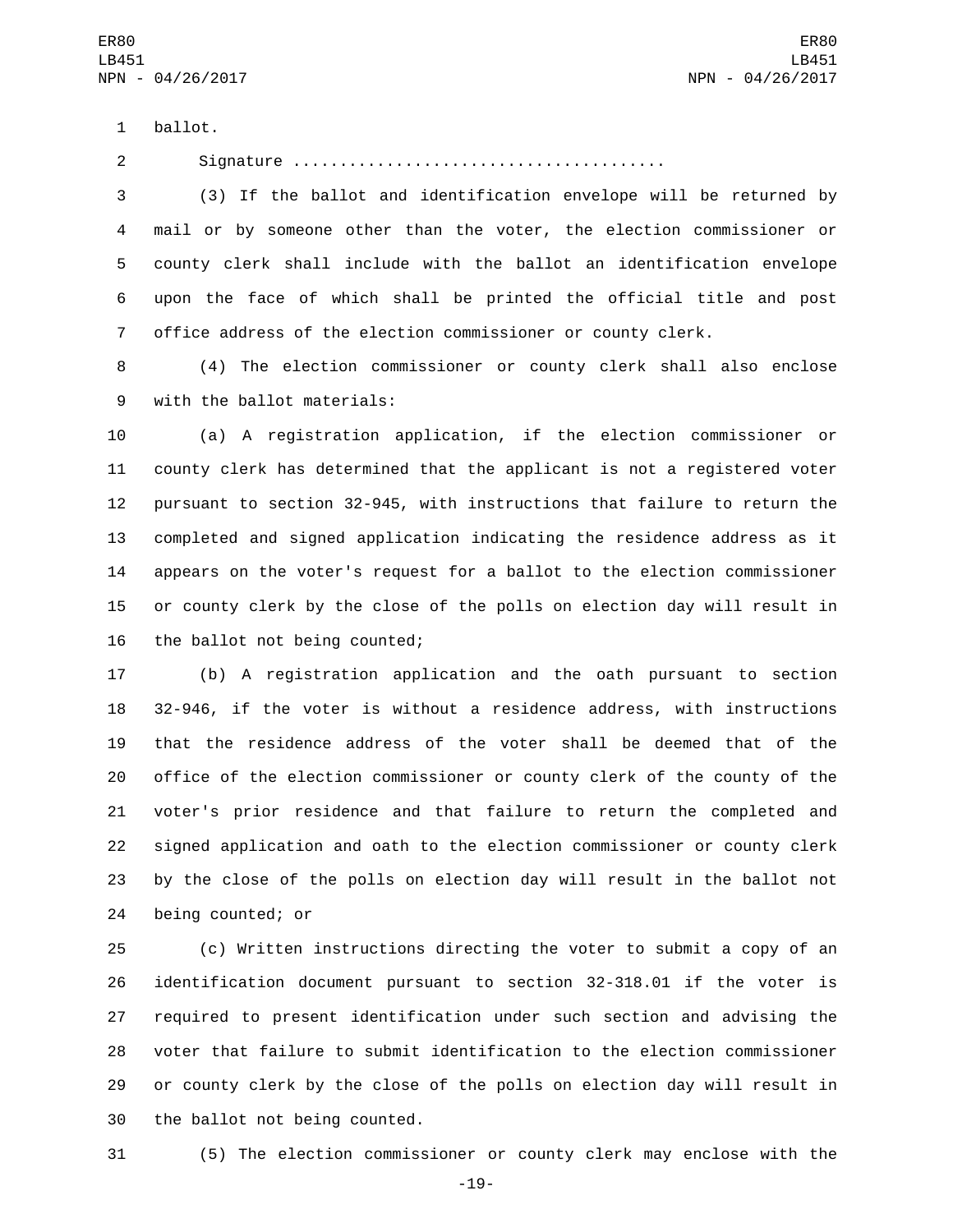ballot.

Signature ......................................

(3) If the ballot and identification envelope will be returned by mail or by someone other than the voter, the election commissioner or county clerk shall include with the ballot an identification envelope upon the face of which shall be printed the official title and post office address of the election commissioner or county clerk.

(4) The election commissioner or county clerk shall also enclose with the ballot materials:

(a) A registration application, if the election commissioner or county clerk has determined that the applicant is not a registered voter pursuant to section 32-945, with instructions that failure to return the completed and signed application indicating the residence address as it appears on the voter's request for a ballot to the election commissioner or county clerk by the close of the polls on election day will result in the ballot not being counted;

(b) A registration application and the oath pursuant to section 32-946, if the voter is without a residence address, with instructions that the residence address of the voter shall be deemed that of the office of the election commissioner or county clerk of the county of the voter's prior residence and that failure to return the completed and signed application and oath to the election commissioner or county clerk by the close of the polls on election day will result in the ballot not being counted; or

(c) Written instructions directing the voter to submit a copy of an identification document pursuant to section 32-318.01 if the voter is required to present identification under such section and advising the voter that failure to submit identification to the election commissioner or county clerk by the close of the polls on election day will result in the ballot not being counted.

(5) The election commissioner or county clerk may enclose with the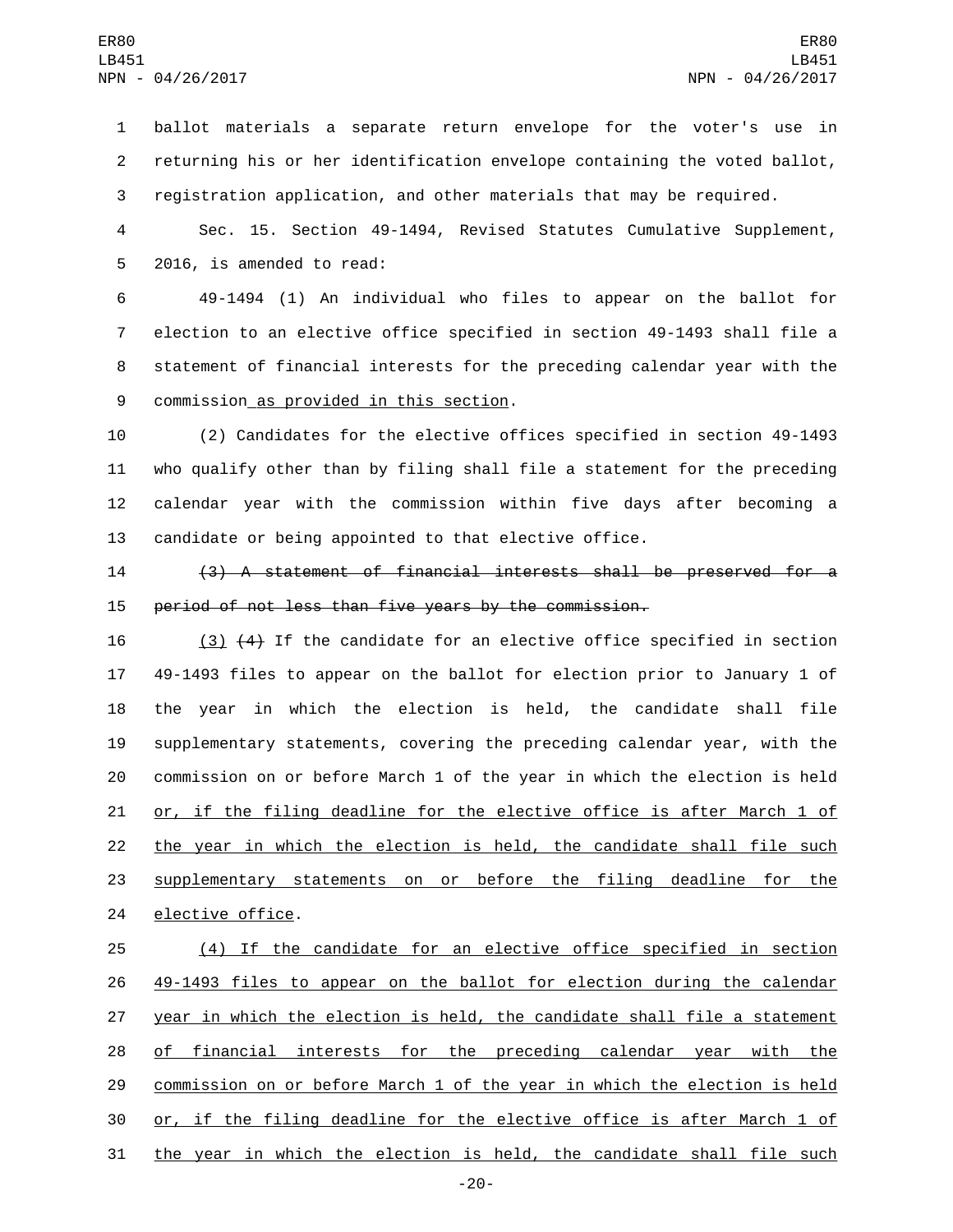ballot materials a separate return envelope for the voter's use in returning his or her identification envelope containing the voted ballot, registration application, and other materials that may be required.

Sec. 15. Section 49-1494, Revised Statutes Cumulative Supplement, 2016, is amended to read:

49-1494 (1) An individual who files to appear on the ballot for election to an elective office specified in section 49-1493 shall file a statement of financial interests for the preceding calendar year with the commission as provided in this section.

(2) Candidates for the elective offices specified in section 49-1493 who qualify other than by filing shall file a statement for the preceding calendar year with the commission within five days after becoming a candidate or being appointed to that elective office.

~~(3) A statement of financial interests shall be preserved for a period of not less than five years by the commission.~~

(3) ~~(4)~~ If the candidate for an elective office specified in section 49-1493 files to appear on the ballot for election prior to January 1 of the year in which the election is held, the candidate shall file supplementary statements, covering the preceding calendar year, with the commission on or before March 1 of the year in which the election is held or, if the filing deadline for the elective office is after March 1 of the year in which the election is held, the candidate shall file such supplementary statements on or before the filing deadline for the elective office.

(4) If the candidate for an elective office specified in section 49-1493 files to appear on the ballot for election during the calendar year in which the election is held, the candidate shall file a statement of financial interests for the preceding calendar year with the commission on or before March 1 of the year in which the election is held or, if the filing deadline for the elective office is after March 1 of the year in which the election is held, the candidate shall file such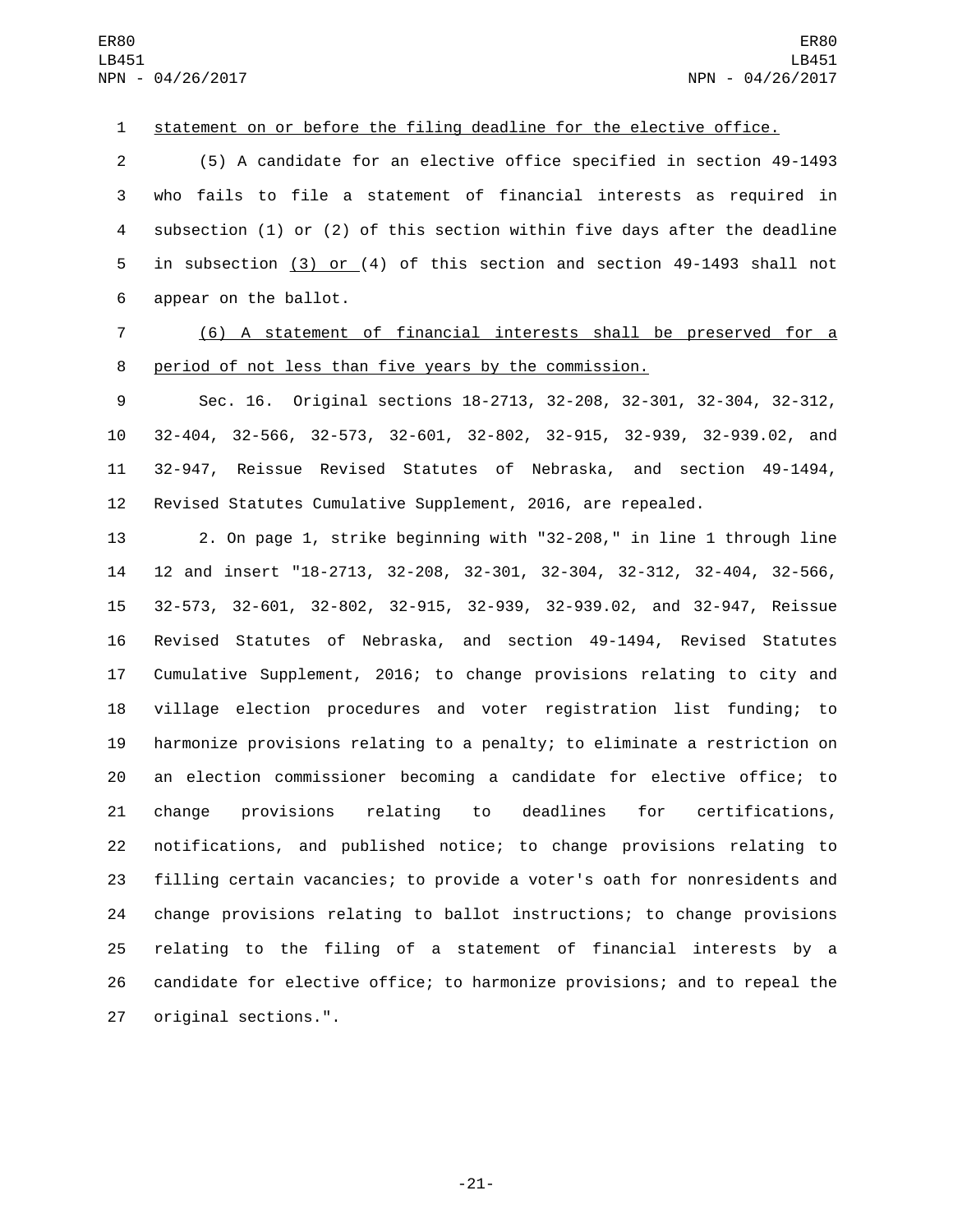statement on or before the filing deadline for the elective office.

(5) A candidate for an elective office specified in section 49-1493 who fails to file a statement of financial interests as required in subsection (1) or (2) of this section within five days after the deadline in subsection (3) or (4) of this section and section 49-1493 shall not appear on the ballot.

(6) A statement of financial interests shall be preserved for a period of not less than five years by the commission.

Sec. 16. Original sections 18-2713, 32-208, 32-301, 32-304, 32-312, 32-404, 32-566, 32-573, 32-601, 32-802, 32-915, 32-939, 32-939.02, and 32-947, Reissue Revised Statutes of Nebraska, and section 49-1494, Revised Statutes Cumulative Supplement, 2016, are repealed.

2. On page 1, strike beginning with "32-208," in line 1 through line 12 and insert "18-2713, 32-208, 32-301, 32-304, 32-312, 32-404, 32-566, 32-573, 32-601, 32-802, 32-915, 32-939, 32-939.02, and 32-947, Reissue Revised Statutes of Nebraska, and section 49-1494, Revised Statutes Cumulative Supplement, 2016; to change provisions relating to city and village election procedures and voter registration list funding; to harmonize provisions relating to a penalty; to eliminate a restriction on an election commissioner becoming a candidate for elective office; to change provisions relating to deadlines for certifications, notifications, and published notice; to change provisions relating to filling certain vacancies; to provide a voter's oath for nonresidents and change provisions relating to ballot instructions; to change provisions relating to the filing of a statement of financial interests by a candidate for elective office; to harmonize provisions; and to repeal the original sections.".